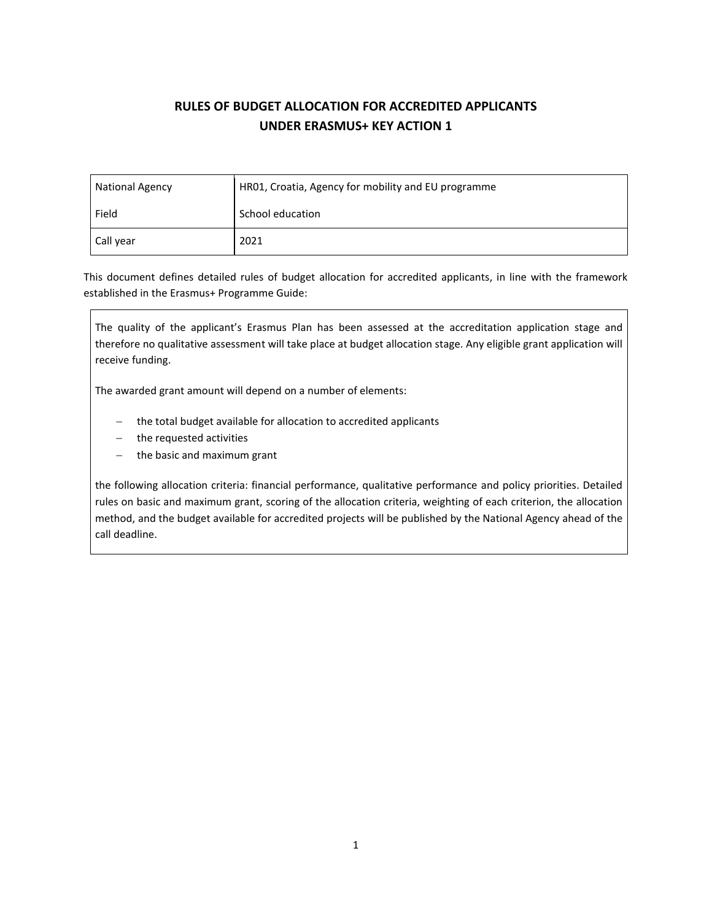# RULES OF BUDGET ALLOCATION FOR ACCREDITED APPLICANTS UNDER ERASMUS+ KEY ACTION 1

| National Agency | HR01, Croatia, Agency for mobility and EU programme |
|---|---|
| Field | School education |
| Call year | 2021 |

This document defines detailed rules of budget allocation for accredited applicants, in line with the framework established in the Erasmus+ Programme Guide:

> The quality of the applicant's Erasmus Plan has been assessed at the accreditation application stage and therefore no qualitative assessment will take place at budget allocation stage. Any eligible grant application will receive funding.
>
> The awarded grant amount will depend on a number of elements:
>
> - the total budget available for allocation to accredited applicants
> - the requested activities
> - the basic and maximum grant
>
> the following allocation criteria: financial performance, qualitative performance and policy priorities. Detailed rules on basic and maximum grant, scoring of the allocation criteria, weighting of each criterion, the allocation method, and the budget available for accredited projects will be published by the National Agency ahead of the call deadline.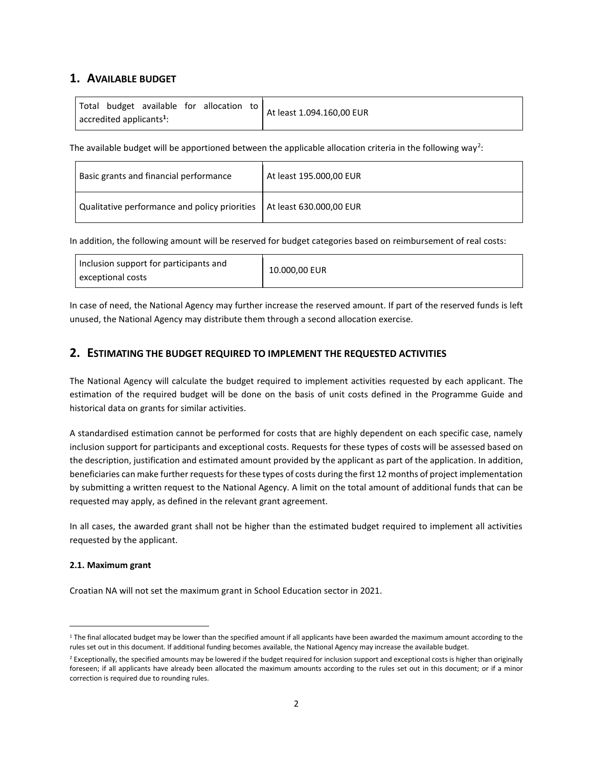## 1. Available budget

| Total budget available for allocation to accredited applicants[1]: | At least 1.094.160,00 EUR |
|---|---|

The available budget will be apportioned between the applicable allocation criteria in the following way[2]:

| Basic grants and financial performance | At least 195.000,00 EUR |
|---|---|
| Qualitative performance and policy priorities | At least 630.000,00 EUR |

In addition, the following amount will be reserved for budget categories based on reimbursement of real costs:

| Inclusion support for participants and exceptional costs | 10.000,00 EUR |
|---|---|

In case of need, the National Agency may further increase the reserved amount. If part of the reserved funds is left unused, the National Agency may distribute them through a second allocation exercise.

## 2. Estimating the budget required to implement the requested activities

The National Agency will calculate the budget required to implement activities requested by each applicant. The estimation of the required budget will be done on the basis of unit costs defined in the Programme Guide and historical data on grants for similar activities.

A standardised estimation cannot be performed for costs that are highly dependent on each specific case, namely inclusion support for participants and exceptional costs. Requests for these types of costs will be assessed based on the description, justification and estimated amount provided by the applicant as part of the application. In addition, beneficiaries can make further requests for these types of costs during the first 12 months of project implementation by submitting a written request to the National Agency. A limit on the total amount of additional funds that can be requested may apply, as defined in the relevant grant agreement.

In all cases, the awarded grant shall not be higher than the estimated budget required to implement all activities requested by the applicant.

### 2.1. Maximum grant

Croatian NA will not set the maximum grant in School Education sector in 2021.

---

[1] The final allocated budget may be lower than the specified amount if all applicants have been awarded the maximum amount according to the rules set out in this document. If additional funding becomes available, the National Agency may increase the available budget.

[2] Exceptionally, the specified amounts may be lowered if the budget required for inclusion support and exceptional costs is higher than originally foreseen; if all applicants have already been allocated the maximum amounts according to the rules set out in this document; or if a minor correction is required due to rounding rules.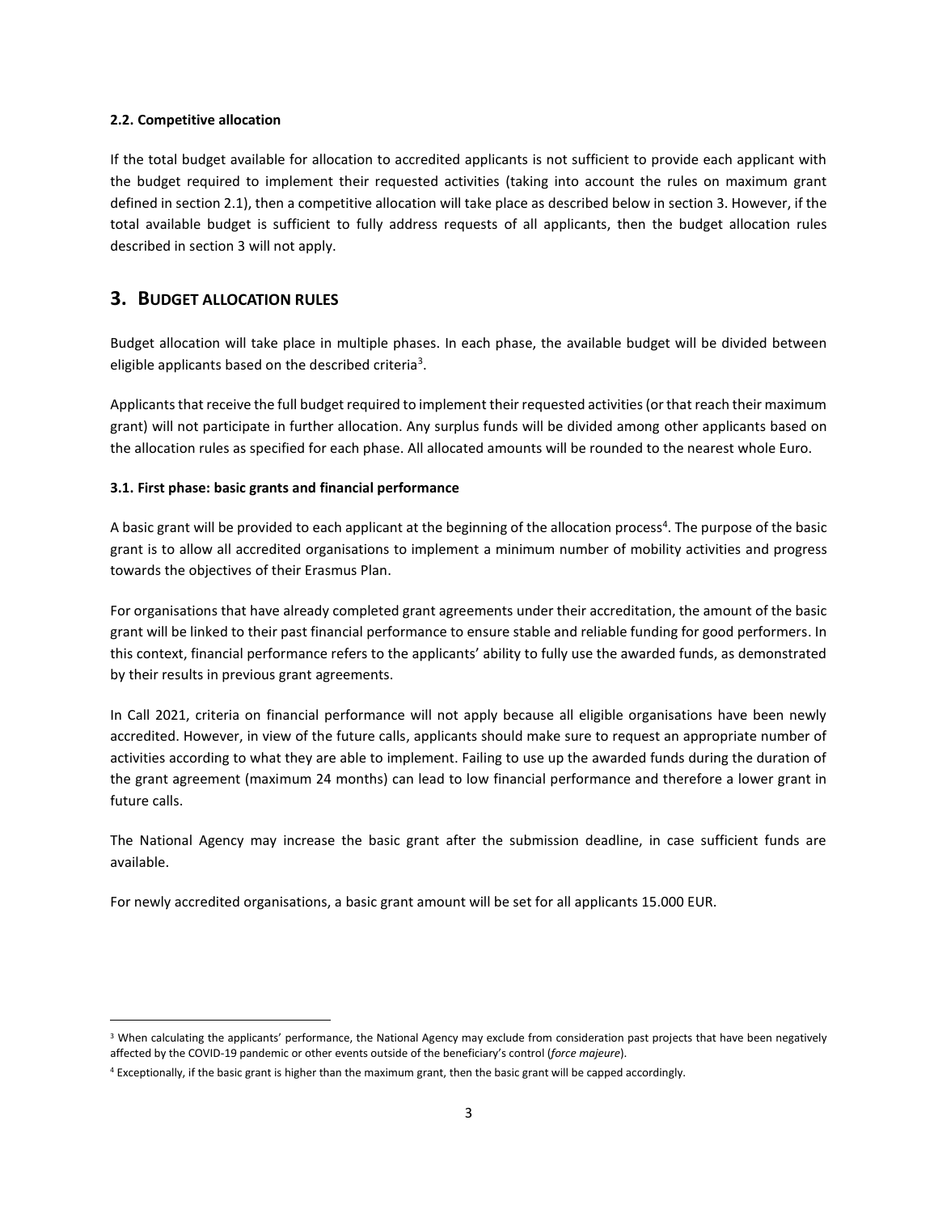#### 2.2. Competitive allocation

If the total budget available for allocation to accredited applicants is not sufficient to provide each applicant with the budget required to implement their requested activities (taking into account the rules on maximum grant defined in section 2.1), then a competitive allocation will take place as described below in section 3. However, if the total available budget is sufficient to fully address requests of all applicants, then the budget allocation rules described in section 3 will not apply.

## 3. BUDGET ALLOCATION RULES

Budget allocation will take place in multiple phases. In each phase, the available budget will be divided between eligible applicants based on the described criteria[3].

Applicants that receive the full budget required to implement their requested activities (or that reach their maximum grant) will not participate in further allocation. Any surplus funds will be divided among other applicants based on the allocation rules as specified for each phase. All allocated amounts will be rounded to the nearest whole Euro.

#### 3.1. First phase: basic grants and financial performance

A basic grant will be provided to each applicant at the beginning of the allocation process[4]. The purpose of the basic grant is to allow all accredited organisations to implement a minimum number of mobility activities and progress towards the objectives of their Erasmus Plan.

For organisations that have already completed grant agreements under their accreditation, the amount of the basic grant will be linked to their past financial performance to ensure stable and reliable funding for good performers. In this context, financial performance refers to the applicants' ability to fully use the awarded funds, as demonstrated by their results in previous grant agreements.

In Call 2021, criteria on financial performance will not apply because all eligible organisations have been newly accredited. However, in view of the future calls, applicants should make sure to request an appropriate number of activities according to what they are able to implement. Failing to use up the awarded funds during the duration of the grant agreement (maximum 24 months) can lead to low financial performance and therefore a lower grant in future calls.

The National Agency may increase the basic grant after the submission deadline, in case sufficient funds are available.

For newly accredited organisations, a basic grant amount will be set for all applicants 15.000 EUR.

---

[3] When calculating the applicants' performance, the National Agency may exclude from consideration past projects that have been negatively affected by the COVID-19 pandemic or other events outside of the beneficiary's control (*force majeure*).

[4] Exceptionally, if the basic grant is higher than the maximum grant, then the basic grant will be capped accordingly.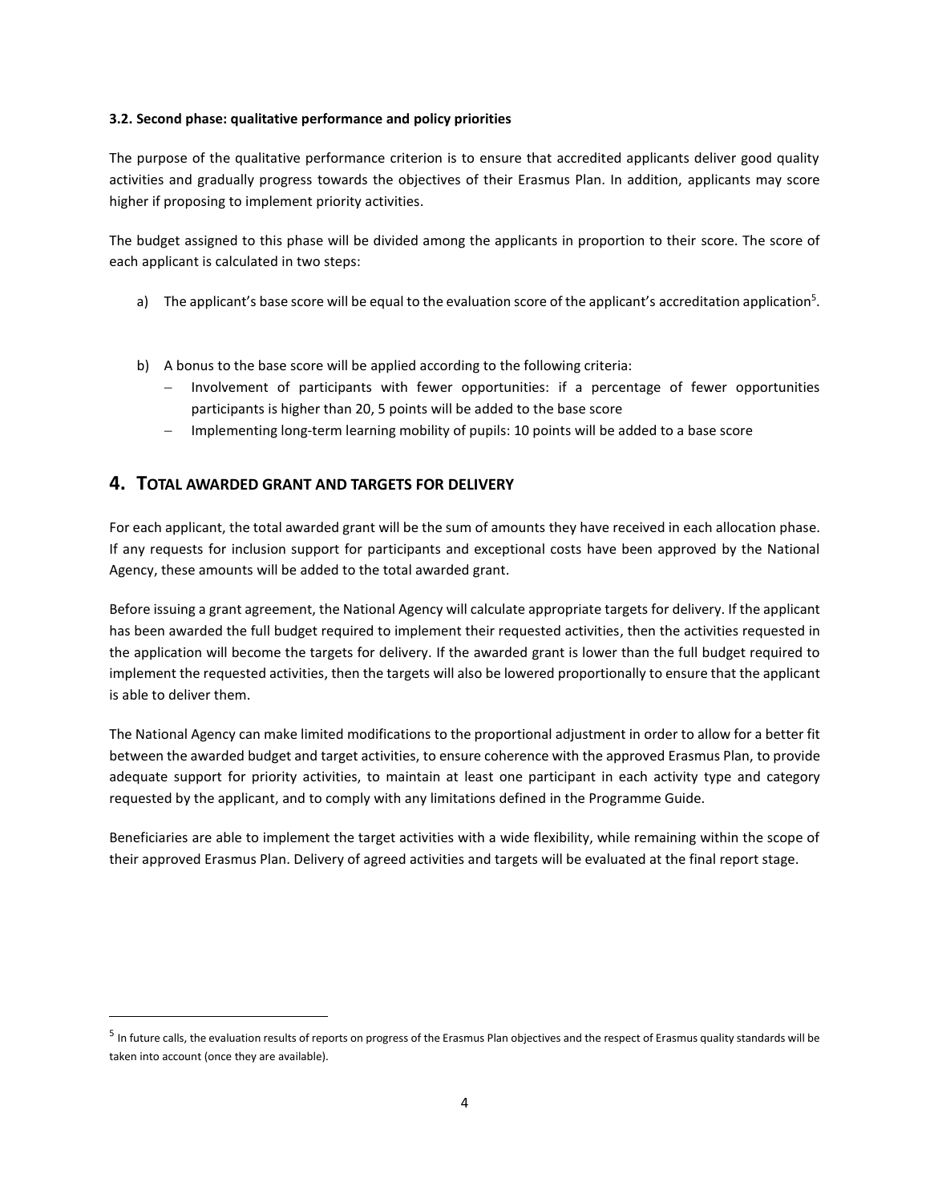**3.2. Second phase: qualitative performance and policy priorities**

The purpose of the qualitative performance criterion is to ensure that accredited applicants deliver good quality activities and gradually progress towards the objectives of their Erasmus Plan. In addition, applicants may score higher if proposing to implement priority activities.

The budget assigned to this phase will be divided among the applicants in proportion to their score. The score of each applicant is calculated in two steps:

a) The applicant's base score will be equal to the evaluation score of the applicant's accreditation application[5].

b) A bonus to the base score will be applied according to the following criteria:
   - Involvement of participants with fewer opportunities: if a percentage of fewer opportunities participants is higher than 20, 5 points will be added to the base score
   - Implementing long-term learning mobility of pupils: 10 points will be added to a base score

## 4. TOTAL AWARDED GRANT AND TARGETS FOR DELIVERY

For each applicant, the total awarded grant will be the sum of amounts they have received in each allocation phase. If any requests for inclusion support for participants and exceptional costs have been approved by the National Agency, these amounts will be added to the total awarded grant.

Before issuing a grant agreement, the National Agency will calculate appropriate targets for delivery. If the applicant has been awarded the full budget required to implement their requested activities, then the activities requested in the application will become the targets for delivery. If the awarded grant is lower than the full budget required to implement the requested activities, then the targets will also be lowered proportionally to ensure that the applicant is able to deliver them.

The National Agency can make limited modifications to the proportional adjustment in order to allow for a better fit between the awarded budget and target activities, to ensure coherence with the approved Erasmus Plan, to provide adequate support for priority activities, to maintain at least one participant in each activity type and category requested by the applicant, and to comply with any limitations defined in the Programme Guide.

Beneficiaries are able to implement the target activities with a wide flexibility, while remaining within the scope of their approved Erasmus Plan. Delivery of agreed activities and targets will be evaluated at the final report stage.

---

[5] In future calls, the evaluation results of reports on progress of the Erasmus Plan objectives and the respect of Erasmus quality standards will be taken into account (once they are available).